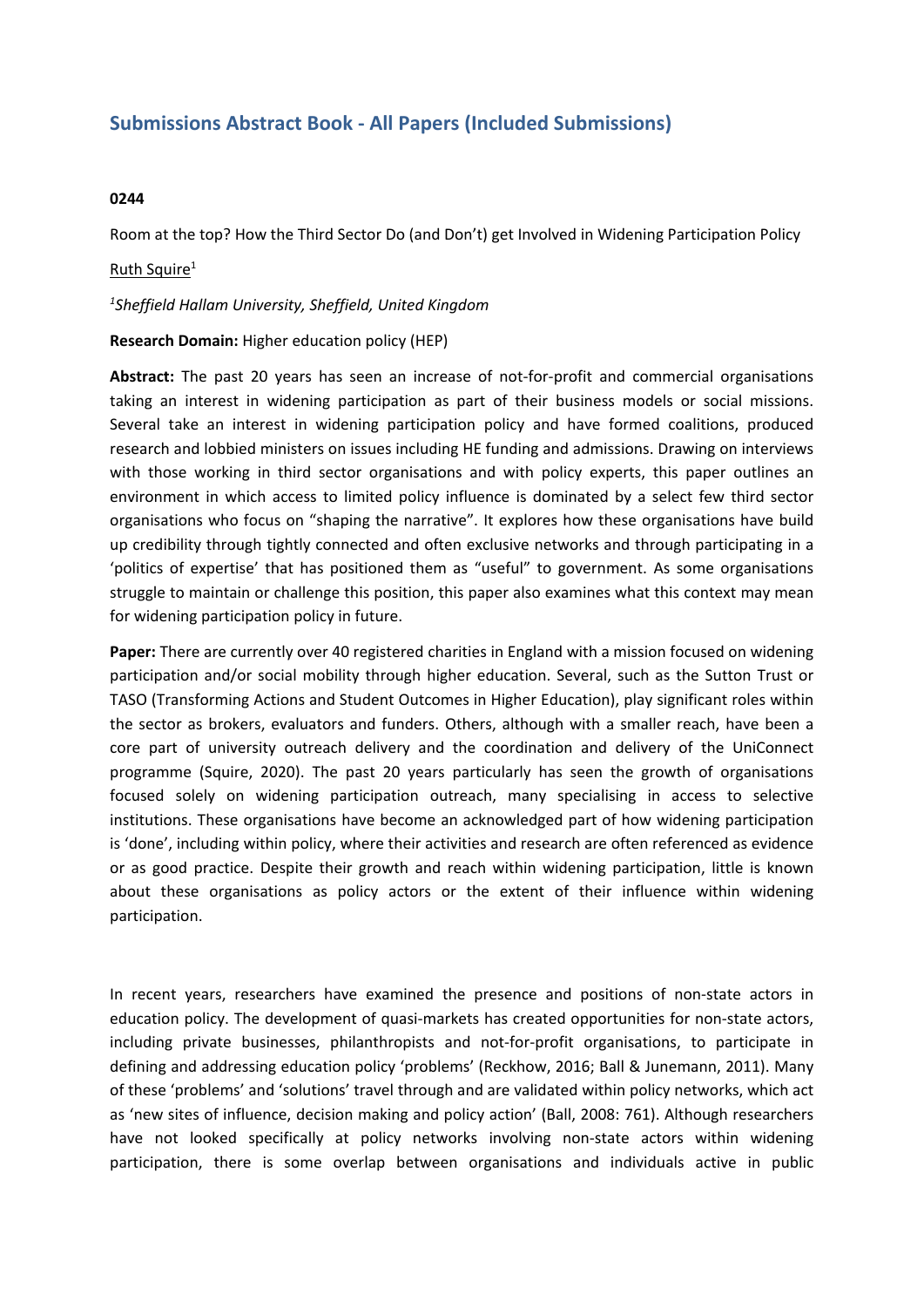# Submissions Abstract Book - All Papers (Included Submissions)

**0244**

Room at the top? How the Third Sector Do (and Don't) get Involved in Widening Participation Policy

Ruth Squire[1]

*[1]Sheffield Hallam University, Sheffield, United Kingdom*

**Research Domain:** Higher education policy (HEP)

**Abstract:** The past 20 years has seen an increase of not-for-profit and commercial organisations taking an interest in widening participation as part of their business models or social missions. Several take an interest in widening participation policy and have formed coalitions, produced research and lobbied ministers on issues including HE funding and admissions. Drawing on interviews with those working in third sector organisations and with policy experts, this paper outlines an environment in which access to limited policy influence is dominated by a select few third sector organisations who focus on "shaping the narrative". It explores how these organisations have build up credibility through tightly connected and often exclusive networks and through participating in a 'politics of expertise' that has positioned them as "useful" to government. As some organisations struggle to maintain or challenge this position, this paper also examines what this context may mean for widening participation policy in future.

**Paper:** There are currently over 40 registered charities in England with a mission focused on widening participation and/or social mobility through higher education. Several, such as the Sutton Trust or TASO (Transforming Actions and Student Outcomes in Higher Education), play significant roles within the sector as brokers, evaluators and funders. Others, although with a smaller reach, have been a core part of university outreach delivery and the coordination and delivery of the UniConnect programme (Squire, 2020). The past 20 years particularly has seen the growth of organisations focused solely on widening participation outreach, many specialising in access to selective institutions. These organisations have become an acknowledged part of how widening participation is 'done', including within policy, where their activities and research are often referenced as evidence or as good practice. Despite their growth and reach within widening participation, little is known about these organisations as policy actors or the extent of their influence within widening participation.

In recent years, researchers have examined the presence and positions of non-state actors in education policy. The development of quasi-markets has created opportunities for non-state actors, including private businesses, philanthropists and not-for-profit organisations, to participate in defining and addressing education policy 'problems' (Reckhow, 2016; Ball & Junemann, 2011). Many of these 'problems' and 'solutions' travel through and are validated within policy networks, which act as 'new sites of influence, decision making and policy action' (Ball, 2008: 761). Although researchers have not looked specifically at policy networks involving non-state actors within widening participation, there is some overlap between organisations and individuals active in public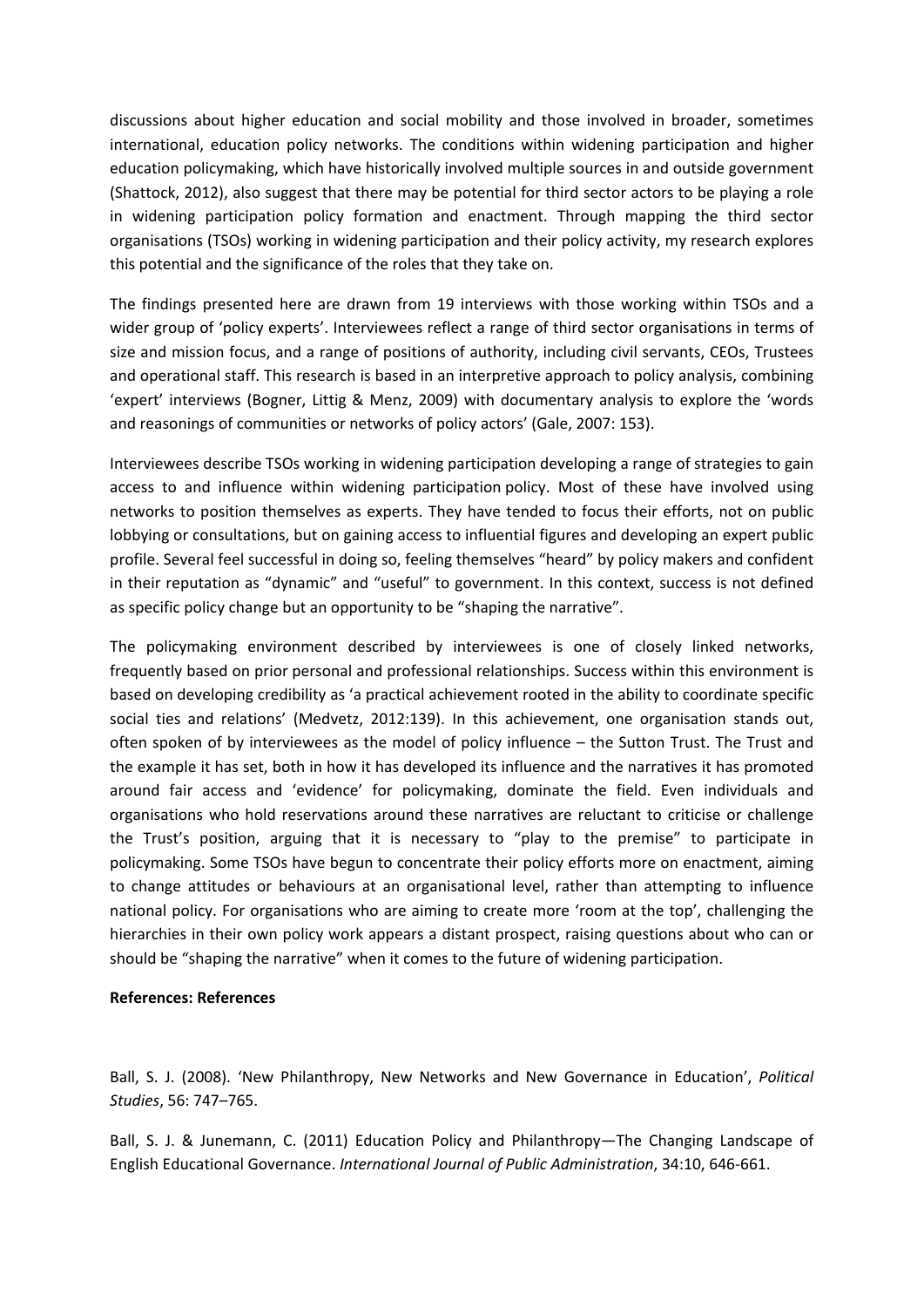discussions about higher education and social mobility and those involved in broader, sometimes international, education policy networks. The conditions within widening participation and higher education policymaking, which have historically involved multiple sources in and outside government (Shattock, 2012), also suggest that there may be potential for third sector actors to be playing a role in widening participation policy formation and enactment. Through mapping the third sector organisations (TSOs) working in widening participation and their policy activity, my research explores this potential and the significance of the roles that they take on.

The findings presented here are drawn from 19 interviews with those working within TSOs and a wider group of 'policy experts'. Interviewees reflect a range of third sector organisations in terms of size and mission focus, and a range of positions of authority, including civil servants, CEOs, Trustees and operational staff. This research is based in an interpretive approach to policy analysis, combining 'expert' interviews (Bogner, Littig & Menz, 2009) with documentary analysis to explore the 'words and reasonings of communities or networks of policy actors' (Gale, 2007: 153).

Interviewees describe TSOs working in widening participation developing a range of strategies to gain access to and influence within widening participation policy. Most of these have involved using networks to position themselves as experts. They have tended to focus their efforts, not on public lobbying or consultations, but on gaining access to influential figures and developing an expert public profile. Several feel successful in doing so, feeling themselves "heard" by policy makers and confident in their reputation as "dynamic" and "useful" to government. In this context, success is not defined as specific policy change but an opportunity to be "shaping the narrative".

The policymaking environment described by interviewees is one of closely linked networks, frequently based on prior personal and professional relationships. Success within this environment is based on developing credibility as 'a practical achievement rooted in the ability to coordinate specific social ties and relations' (Medvetz, 2012:139). In this achievement, one organisation stands out, often spoken of by interviewees as the model of policy influence – the Sutton Trust. The Trust and the example it has set, both in how it has developed its influence and the narratives it has promoted around fair access and 'evidence' for policymaking, dominate the field. Even individuals and organisations who hold reservations around these narratives are reluctant to criticise or challenge the Trust's position, arguing that it is necessary to "play to the premise" to participate in policymaking. Some TSOs have begun to concentrate their policy efforts more on enactment, aiming to change attitudes or behaviours at an organisational level, rather than attempting to influence national policy. For organisations who are aiming to create more 'room at the top', challenging the hierarchies in their own policy work appears a distant prospect, raising questions about who can or should be "shaping the narrative" when it comes to the future of widening participation.

**References: References**

Ball, S. J. (2008). 'New Philanthropy, New Networks and New Governance in Education', *Political Studies*, 56: 747–765.

Ball, S. J. & Junemann, C. (2011) Education Policy and Philanthropy—The Changing Landscape of English Educational Governance. *International Journal of Public Administration*, 34:10, 646-661.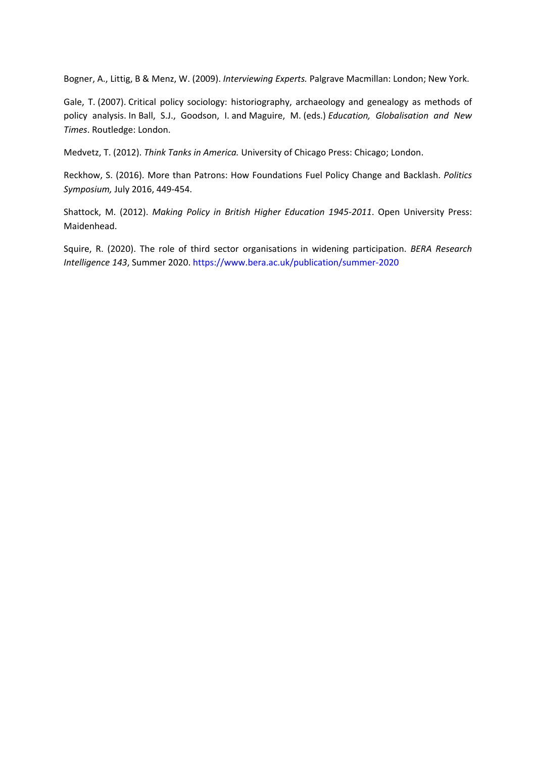Bogner, A., Littig, B & Menz, W. (2009). *Interviewing Experts.* Palgrave Macmillan: London; New York.

Gale, T. (2007). Critical policy sociology: historiography, archaeology and genealogy as methods of policy analysis. In Ball, S.J., Goodson, I. and Maguire, M. (eds.) *Education, Globalisation and New Times*. Routledge: London.

Medvetz, T. (2012). *Think Tanks in America.* University of Chicago Press: Chicago; London.

Reckhow, S. (2016). More than Patrons: How Foundations Fuel Policy Change and Backlash. *Politics Symposium,* July 2016, 449-454.

Shattock, M. (2012). *Making Policy in British Higher Education 1945-2011*. Open University Press: Maidenhead.

Squire, R. (2020). The role of third sector organisations in widening participation. *BERA Research Intelligence 143*, Summer 2020. https://www.bera.ac.uk/publication/summer-2020